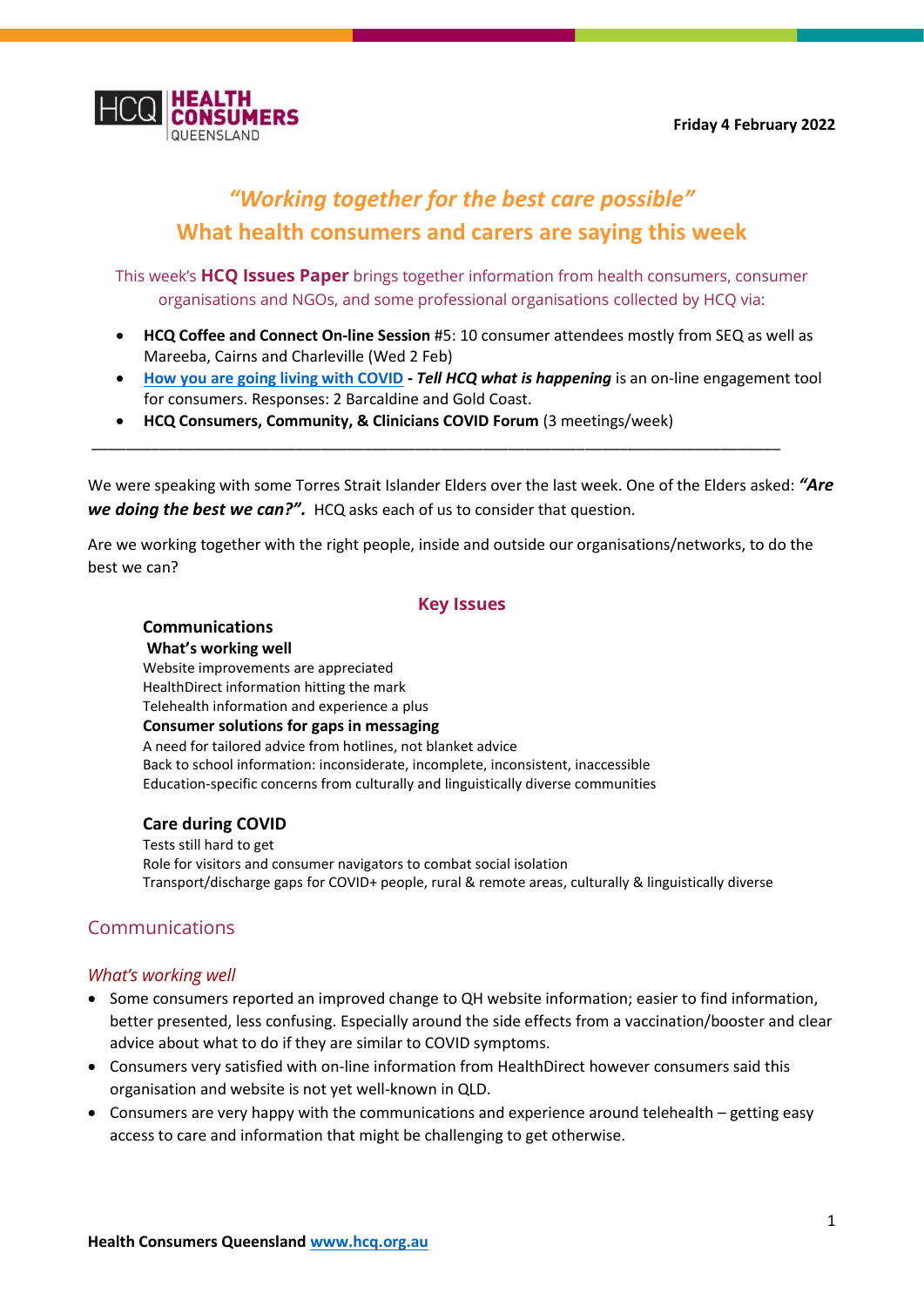HCQ HEALTH CONSUMERS QUEENSLAND

**Friday 4 February 2022**

# *"Working together for the best care possible"*
## What health consumers and carers are saying this week

This week's **HCQ Issues Paper** brings together information from health consumers, consumer organisations and NGOs, and some professional organisations collected by HCQ via:

- **HCQ Coffee and Connect On-line Session** #5: 10 consumer attendees mostly from SEQ as well as Mareeba, Cairns and Charleville (Wed 2 Feb)
- How you are going living with COVID **- *Tell HCQ what is happening*** is an on-line engagement tool for consumers. Responses: 2 Barcaldine and Gold Coast.
- **HCQ Consumers, Community, & Clinicians COVID Forum** (3 meetings/week)

---

We were speaking with some Torres Strait Islander Elders over the last week. One of the Elders asked: ***"Are we doing the best we can?".*** HCQ asks each of us to consider that question.

Are we working together with the right people, inside and outside our organisations/networks, to do the best we can?

### Key Issues

**Communications**

**What's working well**

Website improvements are appreciated
HealthDirect information hitting the mark
Telehealth information and experience a plus

**Consumer solutions for gaps in messaging**

A need for tailored advice from hotlines, not blanket advice
Back to school information: inconsiderate, incomplete, inconsistent, inaccessible
Education-specific concerns from culturally and linguistically diverse communities

**Care during COVID**

Tests still hard to get
Role for visitors and consumer navigators to combat social isolation
Transport/discharge gaps for COVID+ people, rural & remote areas, culturally & linguistically diverse

## Communications

### *What's working well*

- Some consumers reported an improved change to QH website information; easier to find information, better presented, less confusing. Especially around the side effects from a vaccination/booster and clear advice about what to do if they are similar to COVID symptoms.
- Consumers very satisfied with on-line information from HealthDirect however consumers said this organisation and website is not yet well-known in QLD.
- Consumers are very happy with the communications and experience around telehealth – getting easy access to care and information that might be challenging to get otherwise.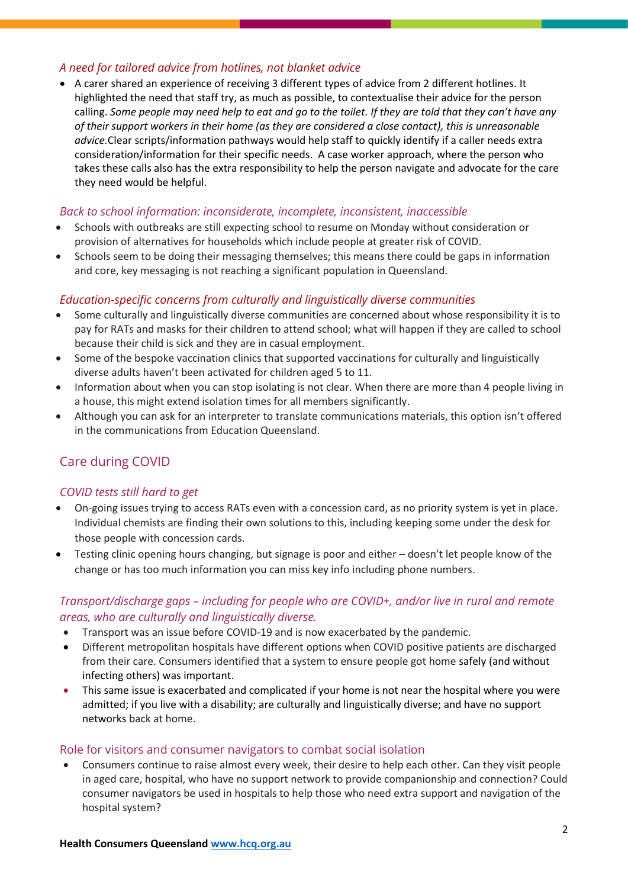### *A need for tailored advice from hotlines, not blanket advice*

- A carer shared an experience of receiving 3 different types of advice from 2 different hotlines. It highlighted the need that staff try, as much as possible, to contextualise their advice for the person calling. *Some people may need help to eat and go to the toilet. If they are told that they can't have any of their support workers in their home (as they are considered a close contact), this is unreasonable advice.*Clear scripts/information pathways would help staff to quickly identify if a caller needs extra consideration/information for their specific needs. A case worker approach, where the person who takes these calls also has the extra responsibility to help the person navigate and advocate for the care they need would be helpful.

### *Back to school information: inconsiderate, incomplete, inconsistent, inaccessible*

- Schools with outbreaks are still expecting school to resume on Monday without consideration or provision of alternatives for households which include people at greater risk of COVID.
- Schools seem to be doing their messaging themselves; this means there could be gaps in information and core, key messaging is not reaching a significant population in Queensland.

### *Education-specific concerns from culturally and linguistically diverse communities*

- Some culturally and linguistically diverse communities are concerned about whose responsibility it is to pay for RATs and masks for their children to attend school; what will happen if they are called to school because their child is sick and they are in casual employment.
- Some of the bespoke vaccination clinics that supported vaccinations for culturally and linguistically diverse adults haven't been activated for children aged 5 to 11.
- Information about when you can stop isolating is not clear. When there are more than 4 people living in a house, this might extend isolation times for all members significantly.
- Although you can ask for an interpreter to translate communications materials, this option isn't offered in the communications from Education Queensland.

## Care during COVID

### *COVID tests still hard to get*

- On-going issues trying to access RATs even with a concession card, as no priority system is yet in place. Individual chemists are finding their own solutions to this, including keeping some under the desk for those people with concession cards.
- Testing clinic opening hours changing, but signage is poor and either – doesn't let people know of the change or has too much information you can miss key info including phone numbers.

### *Transport/discharge gaps – including for people who are COVID+, and/or live in rural and remote areas, who are culturally and linguistically diverse.*

- Transport was an issue before COVID-19 and is now exacerbated by the pandemic.
- Different metropolitan hospitals have different options when COVID positive patients are discharged from their care. Consumers identified that a system to ensure people got home safely (and without infecting others) was important.
- This same issue is exacerbated and complicated if your home is not near the hospital where you were admitted; if you live with a disability; are culturally and linguistically diverse; and have no support networks back at home.

### Role for visitors and consumer navigators to combat social isolation

- Consumers continue to raise almost every week, their desire to help each other. Can they visit people in aged care, hospital, who have no support network to provide companionship and connection? Could consumer navigators be used in hospitals to help those who need extra support and navigation of the hospital system?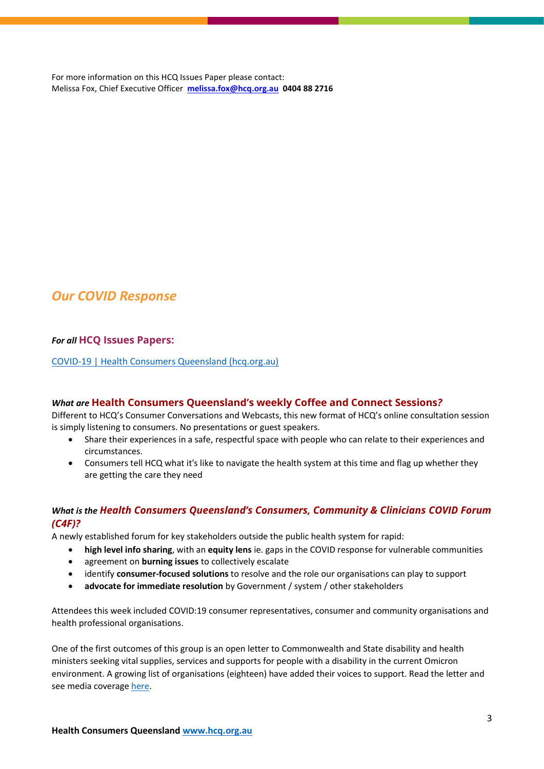For more information on this HCQ Issues Paper please contact:
Melissa Fox, Chief Executive Officer **[melissa.fox@hcq.org.au](mailto:melissa.fox@hcq.org.au)** **0404 88 2716**

## *Our COVID Response*

### ***For all* HCQ Issues Papers:**

[COVID-19 | Health Consumers Queensland (hcq.org.au)](https://www.hcq.org.au)

### ***What are* Health Consumers Queensland's weekly Coffee and Connect Sessions?**

Different to HCQ's Consumer Conversations and Webcasts, this new format of HCQ's online consultation session is simply listening to consumers. No presentations or guest speakers.

- Share their experiences in a safe, respectful space with people who can relate to their experiences and circumstances.
- Consumers tell HCQ what it's like to navigate the health system at this time and flag up whether they are getting the care they need

### ***What is the Health Consumers Queensland's Consumers, Community & Clinicians COVID Forum (C4F)?***

A newly established forum for key stakeholders outside the public health system for rapid:

- **high level info sharing**, with an **equity lens** ie. gaps in the COVID response for vulnerable communities
- agreement on **burning issues** to collectively escalate
- identify **consumer-focused solutions** to resolve and the role our organisations can play to support
- **advocate for immediate resolution** by Government / system / other stakeholders

Attendees this week included COVID:19 consumer representatives, consumer and community organisations and health professional organisations.

One of the first outcomes of this group is an open letter to Commonwealth and State disability and health ministers seeking vital supplies, services and supports for people with a disability in the current Omicron environment. A growing list of organisations (eighteen) have added their voices to support. Read the letter and see media coverage here.

**Health Consumers Queensland [www.hcq.org.au](http://www.hcq.org.au)**